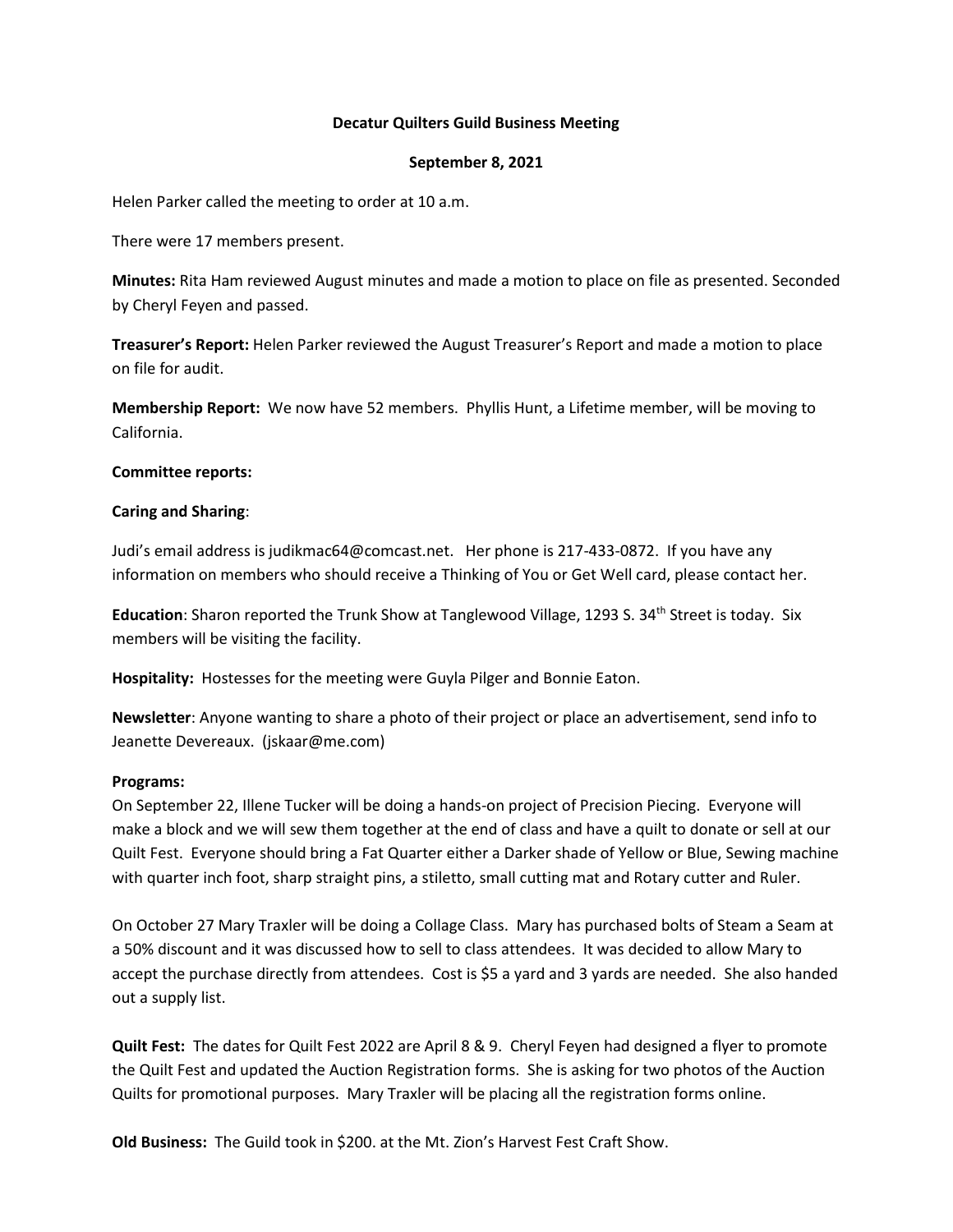**Decatur Quilters Guild Business Meeting**

**September 8, 2021**

Helen Parker called the meeting to order at 10 a.m.

There were 17 members present.

**Minutes:** Rita Ham reviewed August minutes and made a motion to place on file as presented. Seconded by Cheryl Feyen and passed.

**Treasurer's Report:** Helen Parker reviewed the August Treasurer's Report and made a motion to place on file for audit.

**Membership Report:** We now have 52 members. Phyllis Hunt, a Lifetime member, will be moving to California.

**Committee reports:**

**Caring and Sharing**:

Judi's email address is judikmac64@comcast.net. Her phone is 217-433-0872. If you have any information on members who should receive a Thinking of You or Get Well card, please contact her.

**Education**: Sharon reported the Trunk Show at Tanglewood Village, 1293 S. 34th Street is today. Six members will be visiting the facility.

**Hospitality:** Hostesses for the meeting were Guyla Pilger and Bonnie Eaton.

**Newsletter**: Anyone wanting to share a photo of their project or place an advertisement, send info to Jeanette Devereaux. (jskaar@me.com)

**Programs:**
On September 22, Illene Tucker will be doing a hands-on project of Precision Piecing. Everyone will make a block and we will sew them together at the end of class and have a quilt to donate or sell at our Quilt Fest. Everyone should bring a Fat Quarter either a Darker shade of Yellow or Blue, Sewing machine with quarter inch foot, sharp straight pins, a stiletto, small cutting mat and Rotary cutter and Ruler.

On October 27 Mary Traxler will be doing a Collage Class. Mary has purchased bolts of Steam a Seam at a 50% discount and it was discussed how to sell to class attendees. It was decided to allow Mary to accept the purchase directly from attendees. Cost is $5 a yard and 3 yards are needed. She also handed out a supply list.

**Quilt Fest:** The dates for Quilt Fest 2022 are April 8 & 9. Cheryl Feyen had designed a flyer to promote the Quilt Fest and updated the Auction Registration forms. She is asking for two photos of the Auction Quilts for promotional purposes. Mary Traxler will be placing all the registration forms online.

**Old Business:** The Guild took in $200. at the Mt. Zion's Harvest Fest Craft Show.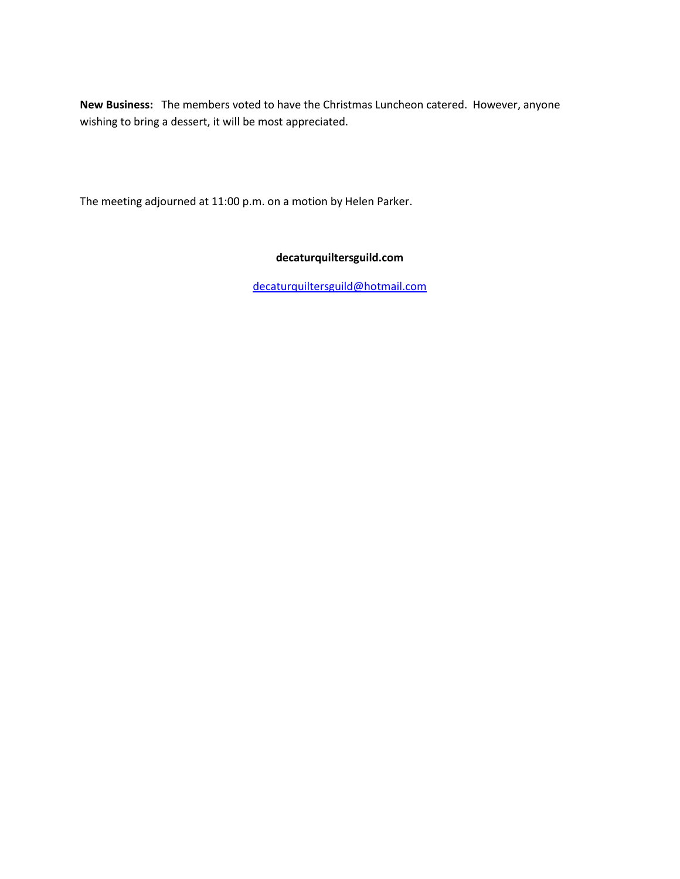**New Business:** The members voted to have the Christmas Luncheon catered. However, anyone wishing to bring a dessert, it will be most appreciated.

The meeting adjourned at 11:00 p.m. on a motion by Helen Parker.

**decaturquiltersguild.com**

decaturquiltersguild@hotmail.com